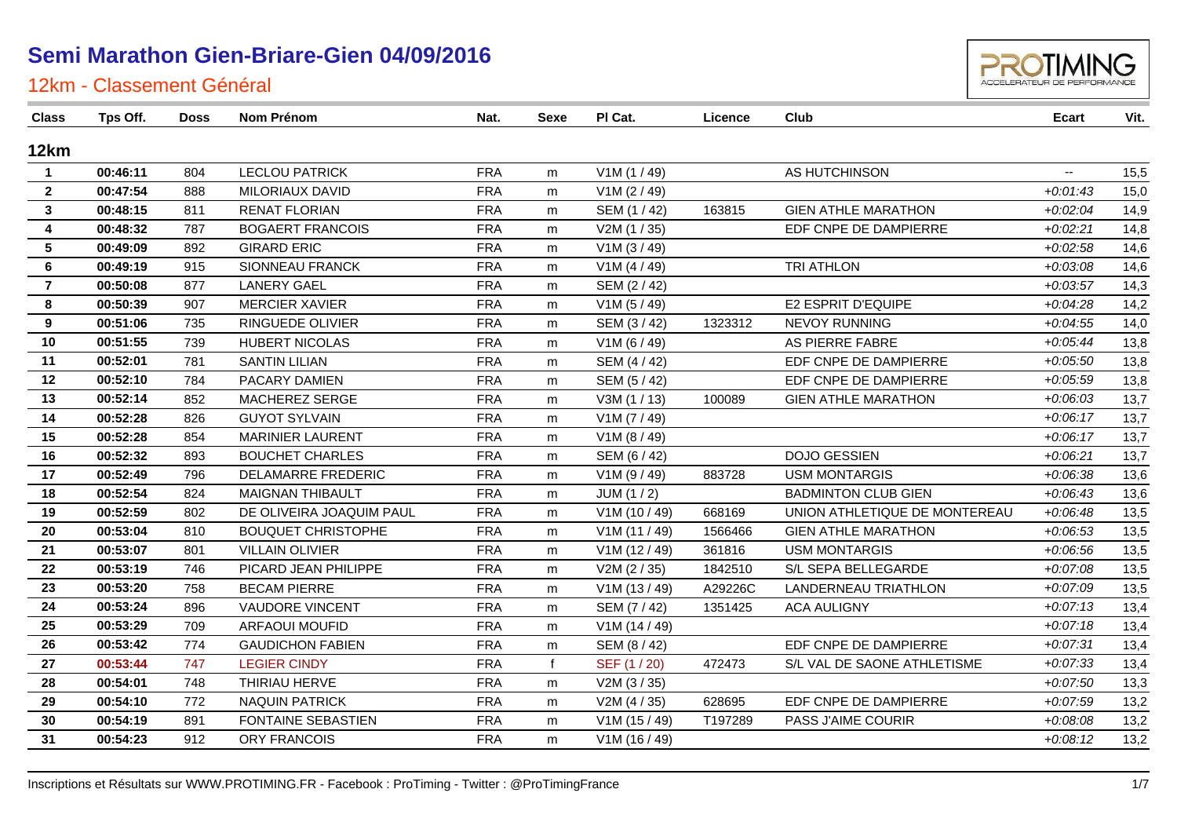# Semi Marathon Gien-Briare-Gien 04/09/2016

## 12km - Classement Général

| Class | Tps Off. | Doss | Nom Prénom | Nat. | Sexe | Pl Cat. | Licence | Club | Ecart | Vit. |
|---|---|---|---|---|---|---|---|---|---|---|
| **12km** | | | | | | | | | | |
| 1 | 00:46:11 | 804 | LECLOU PATRICK | FRA | m | V1M (1 / 49) | | AS HUTCHINSON | -- | 15,5 |
| 2 | 00:47:54 | 888 | MILORIAUX DAVID | FRA | m | V1M (2 / 49) | | | +0:01:43 | 15,0 |
| 3 | 00:48:15 | 811 | RENAT FLORIAN | FRA | m | SEM (1 / 42) | 163815 | GIEN ATHLE MARATHON | +0:02:04 | 14,9 |
| 4 | 00:48:32 | 787 | BOGAERT FRANCOIS | FRA | m | V2M (1 / 35) | | EDF CNPE DE DAMPIERRE | +0:02:21 | 14,8 |
| 5 | 00:49:09 | 892 | GIRARD ERIC | FRA | m | V1M (3 / 49) | | | +0:02:58 | 14,6 |
| 6 | 00:49:19 | 915 | SIONNEAU FRANCK | FRA | m | V1M (4 / 49) | | TRI ATHLON | +0:03:08 | 14,6 |
| 7 | 00:50:08 | 877 | LANERY GAEL | FRA | m | SEM (2 / 42) | | | +0:03:57 | 14,3 |
| 8 | 00:50:39 | 907 | MERCIER XAVIER | FRA | m | V1M (5 / 49) | | E2 ESPRIT D'EQUIPE | +0:04:28 | 14,2 |
| 9 | 00:51:06 | 735 | RINGUEDE OLIVIER | FRA | m | SEM (3 / 42) | 1323312 | NEVOY RUNNING | +0:04:55 | 14,0 |
| 10 | 00:51:55 | 739 | HUBERT NICOLAS | FRA | m | V1M (6 / 49) | | AS PIERRE FABRE | +0:05:44 | 13,8 |
| 11 | 00:52:01 | 781 | SANTIN LILIAN | FRA | m | SEM (4 / 42) | | EDF CNPE DE DAMPIERRE | +0:05:50 | 13,8 |
| 12 | 00:52:10 | 784 | PACARY DAMIEN | FRA | m | SEM (5 / 42) | | EDF CNPE DE DAMPIERRE | +0:05:59 | 13,8 |
| 13 | 00:52:14 | 852 | MACHEREZ SERGE | FRA | m | V3M (1 / 13) | 100089 | GIEN ATHLE MARATHON | +0:06:03 | 13,7 |
| 14 | 00:52:28 | 826 | GUYOT SYLVAIN | FRA | m | V1M (7 / 49) | | | +0:06:17 | 13,7 |
| 15 | 00:52:28 | 854 | MARINIER LAURENT | FRA | m | V1M (8 / 49) | | | +0:06:17 | 13,7 |
| 16 | 00:52:32 | 893 | BOUCHET CHARLES | FRA | m | SEM (6 / 42) | | DOJO GESSIEN | +0:06:21 | 13,7 |
| 17 | 00:52:49 | 796 | DELAMARRE FREDERIC | FRA | m | V1M (9 / 49) | 883728 | USM MONTARGIS | +0:06:38 | 13,6 |
| 18 | 00:52:54 | 824 | MAIGNAN THIBAULT | FRA | m | JUM (1 / 2) | | BADMINTON CLUB GIEN | +0:06:43 | 13,6 |
| 19 | 00:52:59 | 802 | DE OLIVEIRA JOAQUIM PAUL | FRA | m | V1M (10 / 49) | 668169 | UNION ATHLETIQUE DE MONTEREAU | +0:06:48 | 13,5 |
| 20 | 00:53:04 | 810 | BOUQUET CHRISTOPHE | FRA | m | V1M (11 / 49) | 1566466 | GIEN ATHLE MARATHON | +0:06:53 | 13,5 |
| 21 | 00:53:07 | 801 | VILLAIN OLIVIER | FRA | m | V1M (12 / 49) | 361816 | USM MONTARGIS | +0:06:56 | 13,5 |
| 22 | 00:53:19 | 746 | PICARD JEAN PHILIPPE | FRA | m | V2M (2 / 35) | 1842510 | S/L SEPA BELLEGARDE | +0:07:08 | 13,5 |
| 23 | 00:53:20 | 758 | BECAM PIERRE | FRA | m | V1M (13 / 49) | A29226C | LANDERNEAU TRIATHLON | +0:07:09 | 13,5 |
| 24 | 00:53:24 | 896 | VAUDORE VINCENT | FRA | m | SEM (7 / 42) | 1351425 | ACA AULIGNY | +0:07:13 | 13,4 |
| 25 | 00:53:29 | 709 | ARFAOUI MOUFID | FRA | m | V1M (14 / 49) | | | +0:07:18 | 13,4 |
| 26 | 00:53:42 | 774 | GAUDICHON FABIEN | FRA | m | SEM (8 / 42) | | EDF CNPE DE DAMPIERRE | +0:07:31 | 13,4 |
| 27 | 00:53:44 | 747 | LEGIER CINDY | FRA | f | SEF (1 / 20) | 472473 | S/L VAL DE SAONE ATHLETISME | +0:07:33 | 13,4 |
| 28 | 00:54:01 | 748 | THIRIAU HERVE | FRA | m | V2M (3 / 35) | | | +0:07:50 | 13,3 |
| 29 | 00:54:10 | 772 | NAQUIN PATRICK | FRA | m | V2M (4 / 35) | 628695 | EDF CNPE DE DAMPIERRE | +0:07:59 | 13,2 |
| 30 | 00:54:19 | 891 | FONTAINE SEBASTIEN | FRA | m | V1M (15 / 49) | T197289 | PASS J'AIME COURIR | +0:08:08 | 13,2 |
| 31 | 00:54:23 | 912 | ORY FRANCOIS | FRA | m | V1M (16 / 49) | | | +0:08:12 | 13,2 |

Inscriptions et Résultats sur WWW.PROTIMING.FR - Facebook : ProTiming - Twitter : @ProTimingFrance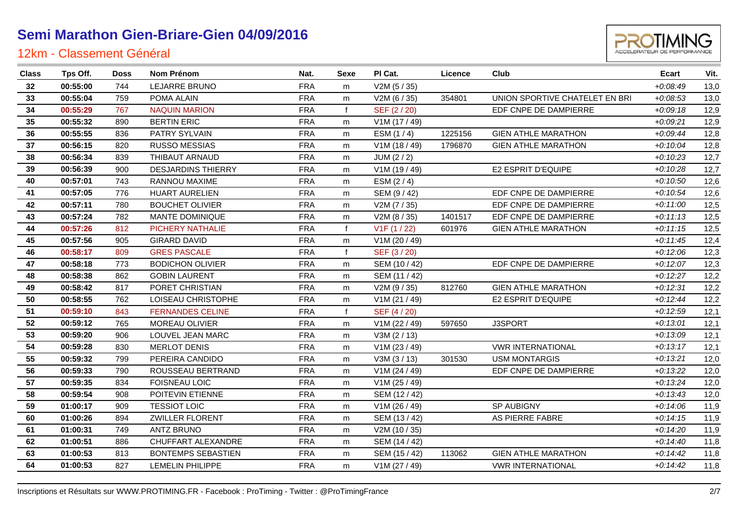# Semi Marathon Gien-Briare-Gien 04/09/2016

## 12km - Classement Général

| Class | Tps Off. | Doss | Nom Prénom | Nat. | Sexe | Pl Cat. | Licence | Club | Ecart | Vit. |
|---|---|---|---|---|---|---|---|---|---|---|
| 32 | 00:55:00 | 744 | LEJARRE BRUNO | FRA | m | V2M (5 / 35) | | | +0:08:49 | 13,0 |
| 33 | 00:55:04 | 759 | POMA ALAIN | FRA | m | V2M (6 / 35) | 354801 | UNION SPORTIVE CHATELET EN BRI | +0:08:53 | 13,0 |
| 34 | 00:55:29 | 767 | NAQUIN MARION | FRA | f | SEF (2 / 20) | | EDF CNPE DE DAMPIERRE | +0:09:18 | 12,9 |
| 35 | 00:55:32 | 890 | BERTIN ERIC | FRA | m | V1M (17 / 49) | | | +0:09:21 | 12,9 |
| 36 | 00:55:55 | 836 | PATRY SYLVAIN | FRA | m | ESM (1 / 4) | 1225156 | GIEN ATHLE MARATHON | +0:09:44 | 12,8 |
| 37 | 00:56:15 | 820 | RUSSO MESSIAS | FRA | m | V1M (18 / 49) | 1796870 | GIEN ATHLE MARATHON | +0:10:04 | 12,8 |
| 38 | 00:56:34 | 839 | THIBAUT ARNAUD | FRA | m | JUM (2 / 2) | | | +0:10:23 | 12,7 |
| 39 | 00:56:39 | 900 | DESJARDINS THIERRY | FRA | m | V1M (19 / 49) | | E2 ESPRIT D'EQUIPE | +0:10:28 | 12,7 |
| 40 | 00:57:01 | 743 | RANNOU MAXIME | FRA | m | ESM (2 / 4) | | | +0:10:50 | 12,6 |
| 41 | 00:57:05 | 776 | HUART AURELIEN | FRA | m | SEM (9 / 42) | | EDF CNPE DE DAMPIERRE | +0:10:54 | 12,6 |
| 42 | 00:57:11 | 780 | BOUCHET OLIVIER | FRA | m | V2M (7 / 35) | | EDF CNPE DE DAMPIERRE | +0:11:00 | 12,5 |
| 43 | 00:57:24 | 782 | MANTE DOMINIQUE | FRA | m | V2M (8 / 35) | 1401517 | EDF CNPE DE DAMPIERRE | +0:11:13 | 12,5 |
| 44 | 00:57:26 | 812 | PICHERY NATHALIE | FRA | f | V1F (1 / 22) | 601976 | GIEN ATHLE MARATHON | +0:11:15 | 12,5 |
| 45 | 00:57:56 | 905 | GIRARD DAVID | FRA | m | V1M (20 / 49) | | | +0:11:45 | 12,4 |
| 46 | 00:58:17 | 809 | GRES PASCALE | FRA | f | SEF (3 / 20) | | | +0:12:06 | 12,3 |
| 47 | 00:58:18 | 773 | BODICHON OLIVIER | FRA | m | SEM (10 / 42) | | EDF CNPE DE DAMPIERRE | +0:12:07 | 12,3 |
| 48 | 00:58:38 | 862 | GOBIN LAURENT | FRA | m | SEM (11 / 42) | | | +0:12:27 | 12,2 |
| 49 | 00:58:42 | 817 | PORET CHRISTIAN | FRA | m | V2M (9 / 35) | 812760 | GIEN ATHLE MARATHON | +0:12:31 | 12,2 |
| 50 | 00:58:55 | 762 | LOISEAU CHRISTOPHE | FRA | m | V1M (21 / 49) | | E2 ESPRIT D'EQUIPE | +0:12:44 | 12,2 |
| 51 | 00:59:10 | 843 | FERNANDES CELINE | FRA | f | SEF (4 / 20) | | | +0:12:59 | 12,1 |
| 52 | 00:59:12 | 765 | MOREAU OLIVIER | FRA | m | V1M (22 / 49) | 597650 | J3SPORT | +0:13:01 | 12,1 |
| 53 | 00:59:20 | 906 | LOUVEL JEAN MARC | FRA | m | V3M (2 / 13) | | | +0:13:09 | 12,1 |
| 54 | 00:59:28 | 830 | MERLOT DENIS | FRA | m | V1M (23 / 49) | | VWR INTERNATIONAL | +0:13:17 | 12,1 |
| 55 | 00:59:32 | 799 | PEREIRA CANDIDO | FRA | m | V3M (3 / 13) | 301530 | USM MONTARGIS | +0:13:21 | 12,0 |
| 56 | 00:59:33 | 790 | ROUSSEAU BERTRAND | FRA | m | V1M (24 / 49) | | EDF CNPE DE DAMPIERRE | +0:13:22 | 12,0 |
| 57 | 00:59:35 | 834 | FOISNEAU LOIC | FRA | m | V1M (25 / 49) | | | +0:13:24 | 12,0 |
| 58 | 00:59:54 | 908 | POITEVIN ETIENNE | FRA | m | SEM (12 / 42) | | | +0:13:43 | 12,0 |
| 59 | 01:00:17 | 909 | TESSIOT LOIC | FRA | m | V1M (26 / 49) | | SP AUBIGNY | +0:14:06 | 11,9 |
| 60 | 01:00:26 | 894 | ZWILLER FLORENT | FRA | m | SEM (13 / 42) | | AS PIERRE FABRE | +0:14:15 | 11,9 |
| 61 | 01:00:31 | 749 | ANTZ BRUNO | FRA | m | V2M (10 / 35) | | | +0:14:20 | 11,9 |
| 62 | 01:00:51 | 886 | CHUFFART ALEXANDRE | FRA | m | SEM (14 / 42) | | | +0:14:40 | 11,8 |
| 63 | 01:00:53 | 813 | BONTEMPS SEBASTIEN | FRA | m | SEM (15 / 42) | 113062 | GIEN ATHLE MARATHON | +0:14:42 | 11,8 |
| 64 | 01:00:53 | 827 | LEMELIN PHILIPPE | FRA | m | V1M (27 / 49) | | VWR INTERNATIONAL | +0:14:42 | 11,8 |

Inscriptions et Résultats sur WWW.PROTIMING.FR - Facebook : ProTiming - Twitter : @ProTimingFrance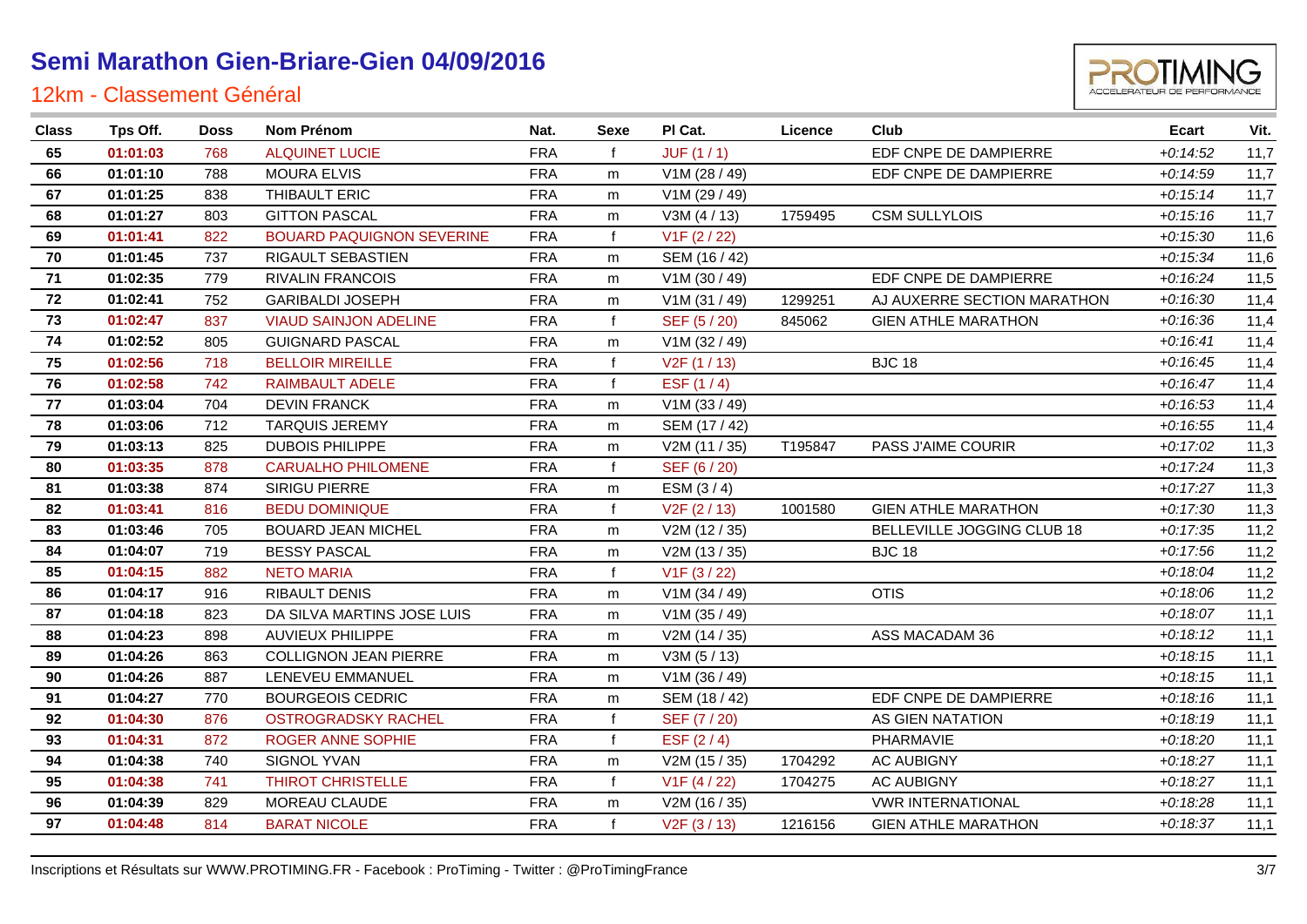# Semi Marathon Gien-Briare-Gien 04/09/2016

## 12km - Classement Général

| Class | Tps Off. | Doss | Nom Prénom | Nat. | Sexe | Pl Cat. | Licence | Club | Ecart | Vit. |
|---|---|---|---|---|---|---|---|---|---|---|
| 65 | 01:01:03 | 768 | ALQUINET LUCIE | FRA | f | JUF (1 / 1) | | EDF CNPE DE DAMPIERRE | +0:14:52 | 11,7 |
| 66 | 01:01:10 | 788 | MOURA ELVIS | FRA | m | V1M (28 / 49) | | EDF CNPE DE DAMPIERRE | +0:14:59 | 11,7 |
| 67 | 01:01:25 | 838 | THIBAULT ERIC | FRA | m | V1M (29 / 49) | | | +0:15:14 | 11,7 |
| 68 | 01:01:27 | 803 | GITTON PASCAL | FRA | m | V3M (4 / 13) | 1759495 | CSM SULLYLOIS | +0:15:16 | 11,7 |
| 69 | 01:01:41 | 822 | BOUARD PAQUIGNON SEVERINE | FRA | f | V1F (2 / 22) | | | +0:15:30 | 11,6 |
| 70 | 01:01:45 | 737 | RIGAULT SEBASTIEN | FRA | m | SEM (16 / 42) | | | +0:15:34 | 11,6 |
| 71 | 01:02:35 | 779 | RIVALIN FRANCOIS | FRA | m | V1M (30 / 49) | | EDF CNPE DE DAMPIERRE | +0:16:24 | 11,5 |
| 72 | 01:02:41 | 752 | GARIBALDI JOSEPH | FRA | m | V1M (31 / 49) | 1299251 | AJ AUXERRE SECTION MARATHON | +0:16:30 | 11,4 |
| 73 | 01:02:47 | 837 | VIAUD SAINJON ADELINE | FRA | f | SEF (5 / 20) | 845062 | GIEN ATHLE MARATHON | +0:16:36 | 11,4 |
| 74 | 01:02:52 | 805 | GUIGNARD PASCAL | FRA | m | V1M (32 / 49) | | | +0:16:41 | 11,4 |
| 75 | 01:02:56 | 718 | BELLOIR MIREILLE | FRA | f | V2F (1 / 13) | | BJC 18 | +0:16:45 | 11,4 |
| 76 | 01:02:58 | 742 | RAIMBAULT ADELE | FRA | f | ESF (1 / 4) | | | +0:16:47 | 11,4 |
| 77 | 01:03:04 | 704 | DEVIN FRANCK | FRA | m | V1M (33 / 49) | | | +0:16:53 | 11,4 |
| 78 | 01:03:06 | 712 | TARQUIS JEREMY | FRA | m | SEM (17 / 42) | | | +0:16:55 | 11,4 |
| 79 | 01:03:13 | 825 | DUBOIS PHILIPPE | FRA | m | V2M (11 / 35) | T195847 | PASS J'AIME COURIR | +0:17:02 | 11,3 |
| 80 | 01:03:35 | 878 | CARUALHO PHILOMENE | FRA | f | SEF (6 / 20) | | | +0:17:24 | 11,3 |
| 81 | 01:03:38 | 874 | SIRIGU PIERRE | FRA | m | ESM (3 / 4) | | | +0:17:27 | 11,3 |
| 82 | 01:03:41 | 816 | BEDU DOMINIQUE | FRA | f | V2F (2 / 13) | 1001580 | GIEN ATHLE MARATHON | +0:17:30 | 11,3 |
| 83 | 01:03:46 | 705 | BOUARD JEAN MICHEL | FRA | m | V2M (12 / 35) | | BELLEVILLE JOGGING CLUB 18 | +0:17:35 | 11,2 |
| 84 | 01:04:07 | 719 | BESSY PASCAL | FRA | m | V2M (13 / 35) | | BJC 18 | +0:17:56 | 11,2 |
| 85 | 01:04:15 | 882 | NETO MARIA | FRA | f | V1F (3 / 22) | | | +0:18:04 | 11,2 |
| 86 | 01:04:17 | 916 | RIBAULT DENIS | FRA | m | V1M (34 / 49) | | OTIS | +0:18:06 | 11,2 |
| 87 | 01:04:18 | 823 | DA SILVA MARTINS JOSE LUIS | FRA | m | V1M (35 / 49) | | | +0:18:07 | 11,1 |
| 88 | 01:04:23 | 898 | AUVIEUX PHILIPPE | FRA | m | V2M (14 / 35) | | ASS MACADAM 36 | +0:18:12 | 11,1 |
| 89 | 01:04:26 | 863 | COLLIGNON JEAN PIERRE | FRA | m | V3M (5 / 13) | | | +0:18:15 | 11,1 |
| 90 | 01:04:26 | 887 | LENEVEU EMMANUEL | FRA | m | V1M (36 / 49) | | | +0:18:15 | 11,1 |
| 91 | 01:04:27 | 770 | BOURGEOIS CEDRIC | FRA | m | SEM (18 / 42) | | EDF CNPE DE DAMPIERRE | +0:18:16 | 11,1 |
| 92 | 01:04:30 | 876 | OSTROGRADSKY RACHEL | FRA | f | SEF (7 / 20) | | AS GIEN NATATION | +0:18:19 | 11,1 |
| 93 | 01:04:31 | 872 | ROGER ANNE SOPHIE | FRA | f | ESF (2 / 4) | | PHARMAVIE | +0:18:20 | 11,1 |
| 94 | 01:04:38 | 740 | SIGNOL YVAN | FRA | m | V2M (15 / 35) | 1704292 | AC AUBIGNY | +0:18:27 | 11,1 |
| 95 | 01:04:38 | 741 | THIROT CHRISTELLE | FRA | f | V1F (4 / 22) | 1704275 | AC AUBIGNY | +0:18:27 | 11,1 |
| 96 | 01:04:39 | 829 | MOREAU CLAUDE | FRA | m | V2M (16 / 35) | | VWR INTERNATIONAL | +0:18:28 | 11,1 |
| 97 | 01:04:48 | 814 | BARAT NICOLE | FRA | f | V2F (3 / 13) | 1216156 | GIEN ATHLE MARATHON | +0:18:37 | 11,1 |

Inscriptions et Résultats sur WWW.PROTIMING.FR - Facebook : ProTiming - Twitter : @ProTimingFrance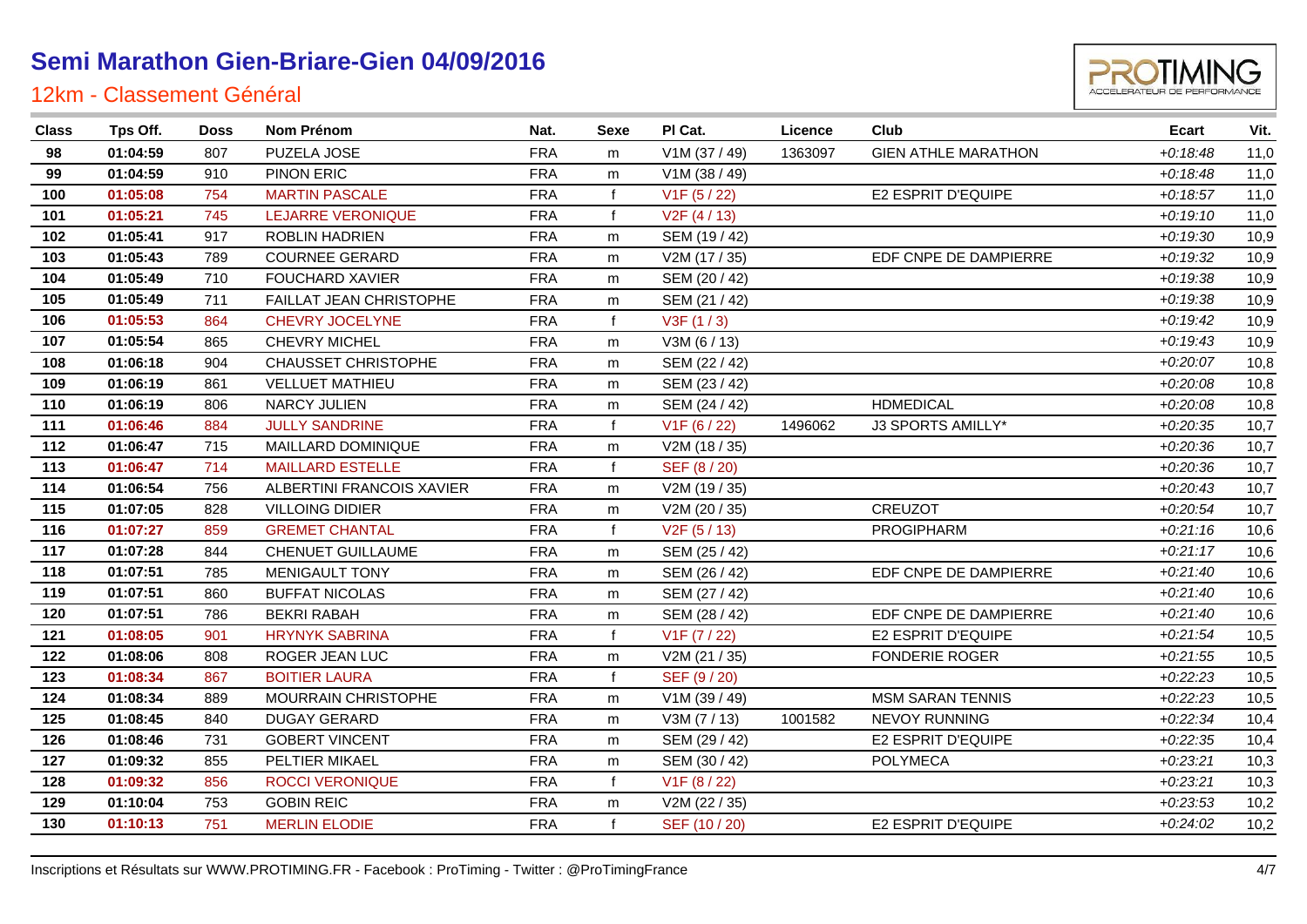# Semi Marathon Gien-Briare-Gien 04/09/2016

## 12km - Classement Général

| Class | Tps Off. | Doss | Nom Prénom | Nat. | Sexe | Pl Cat. | Licence | Club | Ecart | Vit. |
|---|---|---|---|---|---|---|---|---|---|---|
| 98 | 01:04:59 | 807 | PUZELA JOSE | FRA | m | V1M (37 / 49) | 1363097 | GIEN ATHLE MARATHON | +0:18:48 | 11,0 |
| 99 | 01:04:59 | 910 | PINON ERIC | FRA | m | V1M (38 / 49) | | | +0:18:48 | 11,0 |
| 100 | 01:05:08 | 754 | MARTIN PASCALE | FRA | f | V1F (5 / 22) | | E2 ESPRIT D'EQUIPE | +0:18:57 | 11,0 |
| 101 | 01:05:21 | 745 | LEJARRE VERONIQUE | FRA | f | V2F (4 / 13) | | | +0:19:10 | 11,0 |
| 102 | 01:05:41 | 917 | ROBLIN HADRIEN | FRA | m | SEM (19 / 42) | | | +0:19:30 | 10,9 |
| 103 | 01:05:43 | 789 | COURNEE GERARD | FRA | m | V2M (17 / 35) | | EDF CNPE DE DAMPIERRE | +0:19:32 | 10,9 |
| 104 | 01:05:49 | 710 | FOUCHARD XAVIER | FRA | m | SEM (20 / 42) | | | +0:19:38 | 10,9 |
| 105 | 01:05:49 | 711 | FAILLAT JEAN CHRISTOPHE | FRA | m | SEM (21 / 42) | | | +0:19:38 | 10,9 |
| 106 | 01:05:53 | 864 | CHEVRY JOCELYNE | FRA | f | V3F (1 / 3) | | | +0:19:42 | 10,9 |
| 107 | 01:05:54 | 865 | CHEVRY MICHEL | FRA | m | V3M (6 / 13) | | | +0:19:43 | 10,9 |
| 108 | 01:06:18 | 904 | CHAUSSET CHRISTOPHE | FRA | m | SEM (22 / 42) | | | +0:20:07 | 10,8 |
| 109 | 01:06:19 | 861 | VELLUET MATHIEU | FRA | m | SEM (23 / 42) | | | +0:20:08 | 10,8 |
| 110 | 01:06:19 | 806 | NARCY JULIEN | FRA | m | SEM (24 / 42) | | HDMEDICAL | +0:20:08 | 10,8 |
| 111 | 01:06:46 | 884 | JULLY SANDRINE | FRA | f | V1F (6 / 22) | 1496062 | J3 SPORTS AMILLY* | +0:20:35 | 10,7 |
| 112 | 01:06:47 | 715 | MAILLARD DOMINIQUE | FRA | m | V2M (18 / 35) | | | +0:20:36 | 10,7 |
| 113 | 01:06:47 | 714 | MAILLARD ESTELLE | FRA | f | SEF (8 / 20) | | | +0:20:36 | 10,7 |
| 114 | 01:06:54 | 756 | ALBERTINI FRANCOIS XAVIER | FRA | m | V2M (19 / 35) | | | +0:20:43 | 10,7 |
| 115 | 01:07:05 | 828 | VILLOING DIDIER | FRA | m | V2M (20 / 35) | | CREUZOT | +0:20:54 | 10,7 |
| 116 | 01:07:27 | 859 | GREMET CHANTAL | FRA | f | V2F (5 / 13) | | PROGIPHARM | +0:21:16 | 10,6 |
| 117 | 01:07:28 | 844 | CHENUET GUILLAUME | FRA | m | SEM (25 / 42) | | | +0:21:17 | 10,6 |
| 118 | 01:07:51 | 785 | MENIGAULT TONY | FRA | m | SEM (26 / 42) | | EDF CNPE DE DAMPIERRE | +0:21:40 | 10,6 |
| 119 | 01:07:51 | 860 | BUFFAT NICOLAS | FRA | m | SEM (27 / 42) | | | +0:21:40 | 10,6 |
| 120 | 01:07:51 | 786 | BEKRI RABAH | FRA | m | SEM (28 / 42) | | EDF CNPE DE DAMPIERRE | +0:21:40 | 10,6 |
| 121 | 01:08:05 | 901 | HRYNYK SABRINA | FRA | f | V1F (7 / 22) | | E2 ESPRIT D'EQUIPE | +0:21:54 | 10,5 |
| 122 | 01:08:06 | 808 | ROGER JEAN LUC | FRA | m | V2M (21 / 35) | | FONDERIE ROGER | +0:21:55 | 10,5 |
| 123 | 01:08:34 | 867 | BOITIER LAURA | FRA | f | SEF (9 / 20) | | | +0:22:23 | 10,5 |
| 124 | 01:08:34 | 889 | MOURRAIN CHRISTOPHE | FRA | m | V1M (39 / 49) | | MSM SARAN TENNIS | +0:22:23 | 10,5 |
| 125 | 01:08:45 | 840 | DUGAY GERARD | FRA | m | V3M (7 / 13) | 1001582 | NEVOY RUNNING | +0:22:34 | 10,4 |
| 126 | 01:08:46 | 731 | GOBERT VINCENT | FRA | m | SEM (29 / 42) | | E2 ESPRIT D'EQUIPE | +0:22:35 | 10,4 |
| 127 | 01:09:32 | 855 | PELTIER MIKAEL | FRA | m | SEM (30 / 42) | | POLYMECA | +0:23:21 | 10,3 |
| 128 | 01:09:32 | 856 | ROCCI VERONIQUE | FRA | f | V1F (8 / 22) | | | +0:23:21 | 10,3 |
| 129 | 01:10:04 | 753 | GOBIN REIC | FRA | m | V2M (22 / 35) | | | +0:23:53 | 10,2 |
| 130 | 01:10:13 | 751 | MERLIN ELODIE | FRA | f | SEF (10 / 20) | | E2 ESPRIT D'EQUIPE | +0:24:02 | 10,2 |

Inscriptions et Résultats sur WWW.PROTIMING.FR - Facebook : ProTiming - Twitter : @ProTimingFrance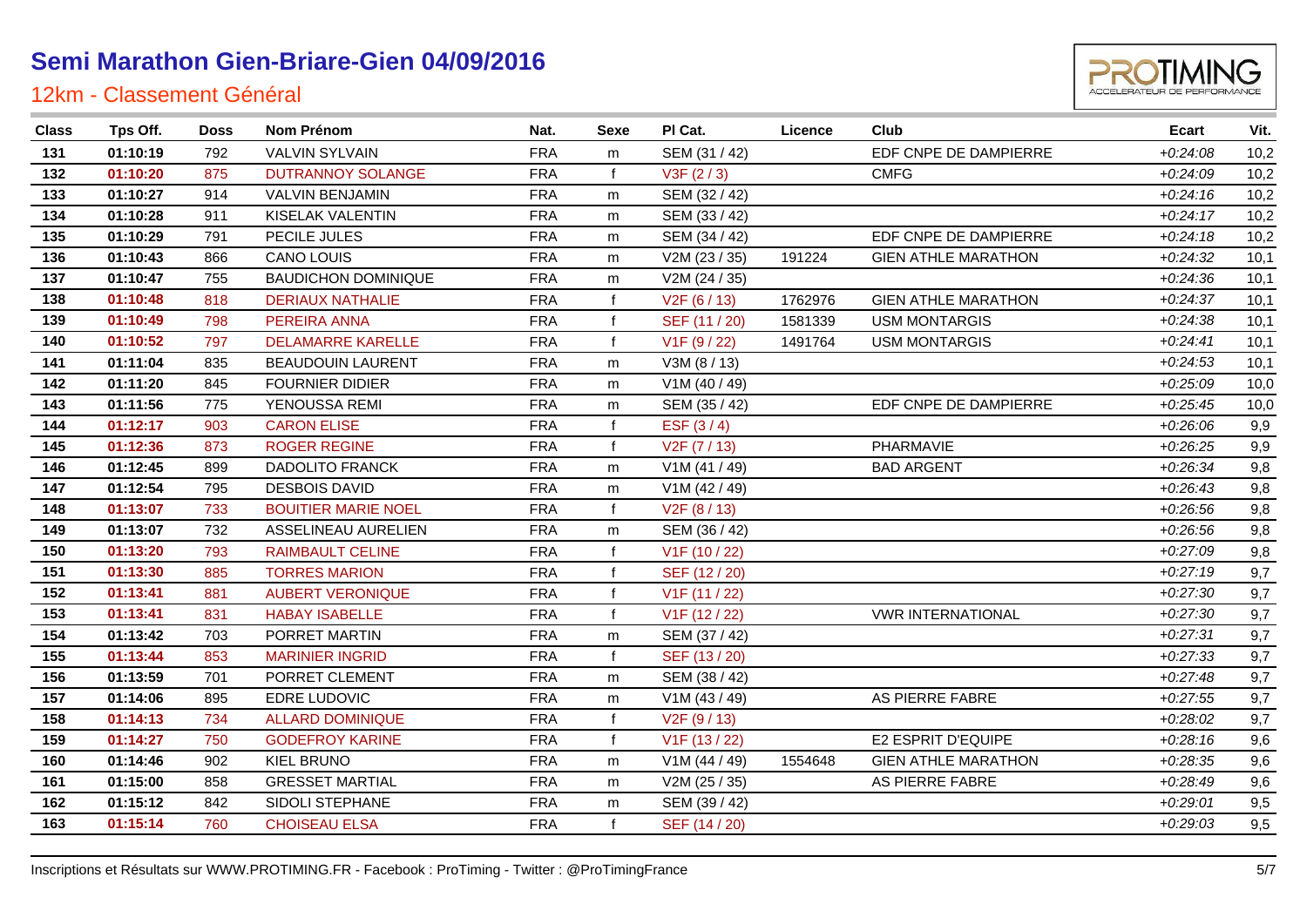# Semi Marathon Gien-Briare-Gien 04/09/2016

## 12km - Classement Général

| Class | Tps Off. | Doss | Nom Prénom | Nat. | Sexe | Pl Cat. | Licence | Club | Ecart | Vit. |
|---|---|---|---|---|---|---|---|---|---|---|
| 131 | 01:10:19 | 792 | VALVIN SYLVAIN | FRA | m | SEM (31 / 42) | | EDF CNPE DE DAMPIERRE | +0:24:08 | 10,2 |
| 132 | 01:10:20 | 875 | DUTRANNOY SOLANGE | FRA | f | V3F (2 / 3) | | CMFG | +0:24:09 | 10,2 |
| 133 | 01:10:27 | 914 | VALVIN BENJAMIN | FRA | m | SEM (32 / 42) | | | +0:24:16 | 10,2 |
| 134 | 01:10:28 | 911 | KISELAK VALENTIN | FRA | m | SEM (33 / 42) | | | +0:24:17 | 10,2 |
| 135 | 01:10:29 | 791 | PECILE JULES | FRA | m | SEM (34 / 42) | | EDF CNPE DE DAMPIERRE | +0:24:18 | 10,2 |
| 136 | 01:10:43 | 866 | CANO LOUIS | FRA | m | V2M (23 / 35) | 191224 | GIEN ATHLE MARATHON | +0:24:32 | 10,1 |
| 137 | 01:10:47 | 755 | BAUDICHON DOMINIQUE | FRA | m | V2M (24 / 35) | | | +0:24:36 | 10,1 |
| 138 | 01:10:48 | 818 | DERIAUX NATHALIE | FRA | f | V2F (6 / 13) | 1762976 | GIEN ATHLE MARATHON | +0:24:37 | 10,1 |
| 139 | 01:10:49 | 798 | PEREIRA ANNA | FRA | f | SEF (11 / 20) | 1581339 | USM MONTARGIS | +0:24:38 | 10,1 |
| 140 | 01:10:52 | 797 | DELAMARRE KARELLE | FRA | f | V1F (9 / 22) | 1491764 | USM MONTARGIS | +0:24:41 | 10,1 |
| 141 | 01:11:04 | 835 | BEAUDOUIN LAURENT | FRA | m | V3M (8 / 13) | | | +0:24:53 | 10,1 |
| 142 | 01:11:20 | 845 | FOURNIER DIDIER | FRA | m | V1M (40 / 49) | | | +0:25:09 | 10,0 |
| 143 | 01:11:56 | 775 | YENOUSSA REMI | FRA | m | SEM (35 / 42) | | EDF CNPE DE DAMPIERRE | +0:25:45 | 10,0 |
| 144 | 01:12:17 | 903 | CARON ELISE | FRA | f | ESF (3 / 4) | | | +0:26:06 | 9,9 |
| 145 | 01:12:36 | 873 | ROGER REGINE | FRA | f | V2F (7 / 13) | | PHARMAVIE | +0:26:25 | 9,9 |
| 146 | 01:12:45 | 899 | DADOLITO FRANCK | FRA | m | V1M (41 / 49) | | BAD ARGENT | +0:26:34 | 9,8 |
| 147 | 01:12:54 | 795 | DESBOIS DAVID | FRA | m | V1M (42 / 49) | | | +0:26:43 | 9,8 |
| 148 | 01:13:07 | 733 | BOUITIER MARIE NOEL | FRA | f | V2F (8 / 13) | | | +0:26:56 | 9,8 |
| 149 | 01:13:07 | 732 | ASSELINEAU AURELIEN | FRA | m | SEM (36 / 42) | | | +0:26:56 | 9,8 |
| 150 | 01:13:20 | 793 | RAIMBAULT CELINE | FRA | f | V1F (10 / 22) | | | +0:27:09 | 9,8 |
| 151 | 01:13:30 | 885 | TORRES MARION | FRA | f | SEF (12 / 20) | | | +0:27:19 | 9,7 |
| 152 | 01:13:41 | 881 | AUBERT VERONIQUE | FRA | f | V1F (11 / 22) | | | +0:27:30 | 9,7 |
| 153 | 01:13:41 | 831 | HABAY ISABELLE | FRA | f | V1F (12 / 22) | | VWR INTERNATIONAL | +0:27:30 | 9,7 |
| 154 | 01:13:42 | 703 | PORRET MARTIN | FRA | m | SEM (37 / 42) | | | +0:27:31 | 9,7 |
| 155 | 01:13:44 | 853 | MARINIER INGRID | FRA | f | SEF (13 / 20) | | | +0:27:33 | 9,7 |
| 156 | 01:13:59 | 701 | PORRET CLEMENT | FRA | m | SEM (38 / 42) | | | +0:27:48 | 9,7 |
| 157 | 01:14:06 | 895 | EDRE LUDOVIC | FRA | m | V1M (43 / 49) | | AS PIERRE FABRE | +0:27:55 | 9,7 |
| 158 | 01:14:13 | 734 | ALLARD DOMINIQUE | FRA | f | V2F (9 / 13) | | | +0:28:02 | 9,7 |
| 159 | 01:14:27 | 750 | GODEFROY KARINE | FRA | f | V1F (13 / 22) | | E2 ESPRIT D'EQUIPE | +0:28:16 | 9,6 |
| 160 | 01:14:46 | 902 | KIEL BRUNO | FRA | m | V1M (44 / 49) | 1554648 | GIEN ATHLE MARATHON | +0:28:35 | 9,6 |
| 161 | 01:15:00 | 858 | GRESSET MARTIAL | FRA | m | V2M (25 / 35) | | AS PIERRE FABRE | +0:28:49 | 9,6 |
| 162 | 01:15:12 | 842 | SIDOLI STEPHANE | FRA | m | SEM (39 / 42) | | | +0:29:01 | 9,5 |
| 163 | 01:15:14 | 760 | CHOISEAU ELSA | FRA | f | SEF (14 / 20) | | | +0:29:03 | 9,5 |

Inscriptions et Résultats sur WWW.PROTIMING.FR - Facebook : ProTiming - Twitter : @ProTimingFrance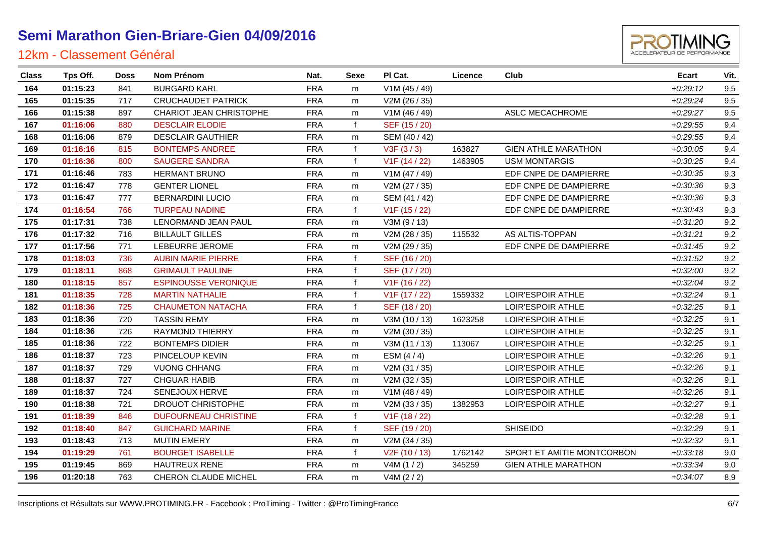# Semi Marathon Gien-Briare-Gien 04/09/2016

## 12km - Classement Général

| Class | Tps Off. | Doss | Nom Prénom | Nat. | Sexe | Pl Cat. | Licence | Club | Ecart | Vit. |
|---|---|---|---|---|---|---|---|---|---|---|
| 164 | 01:15:23 | 841 | BURGARD KARL | FRA | m | V1M (45 / 49) | | | +0:29:12 | 9,5 |
| 165 | 01:15:35 | 717 | CRUCHAUDET PATRICK | FRA | m | V2M (26 / 35) | | | +0:29:24 | 9,5 |
| 166 | 01:15:38 | 897 | CHARIOT JEAN CHRISTOPHE | FRA | m | V1M (46 / 49) | | ASLC MECACHROME | +0:29:27 | 9,5 |
| 167 | 01:16:06 | 880 | DESCLAIR ELODIE | FRA | f | SEF (15 / 20) | | | +0:29:55 | 9,4 |
| 168 | 01:16:06 | 879 | DESCLAIR GAUTHIER | FRA | m | SEM (40 / 42) | | | +0:29:55 | 9,4 |
| 169 | 01:16:16 | 815 | BONTEMPS ANDREE | FRA | f | V3F (3 / 3) | 163827 | GIEN ATHLE MARATHON | +0:30:05 | 9,4 |
| 170 | 01:16:36 | 800 | SAUGERE SANDRA | FRA | f | V1F (14 / 22) | 1463905 | USM MONTARGIS | +0:30:25 | 9,4 |
| 171 | 01:16:46 | 783 | HERMANT BRUNO | FRA | m | V1M (47 / 49) | | EDF CNPE DE DAMPIERRE | +0:30:35 | 9,3 |
| 172 | 01:16:47 | 778 | GENTER LIONEL | FRA | m | V2M (27 / 35) | | EDF CNPE DE DAMPIERRE | +0:30:36 | 9,3 |
| 173 | 01:16:47 | 777 | BERNARDINI LUCIO | FRA | m | SEM (41 / 42) | | EDF CNPE DE DAMPIERRE | +0:30:36 | 9,3 |
| 174 | 01:16:54 | 766 | TURPEAU NADINE | FRA | f | V1F (15 / 22) | | EDF CNPE DE DAMPIERRE | +0:30:43 | 9,3 |
| 175 | 01:17:31 | 738 | LENORMAND JEAN PAUL | FRA | m | V3M (9 / 13) | | | +0:31:20 | 9,2 |
| 176 | 01:17:32 | 716 | BILLAULT GILLES | FRA | m | V2M (28 / 35) | 115532 | AS ALTIS-TOPPAN | +0:31:21 | 9,2 |
| 177 | 01:17:56 | 771 | LEBEURRE JEROME | FRA | m | V2M (29 / 35) | | EDF CNPE DE DAMPIERRE | +0:31:45 | 9,2 |
| 178 | 01:18:03 | 736 | AUBIN MARIE PIERRE | FRA | f | SEF (16 / 20) | | | +0:31:52 | 9,2 |
| 179 | 01:18:11 | 868 | GRIMAULT PAULINE | FRA | f | SEF (17 / 20) | | | +0:32:00 | 9,2 |
| 180 | 01:18:15 | 857 | ESPINOUSSE VERONIQUE | FRA | f | V1F (16 / 22) | | | +0:32:04 | 9,2 |
| 181 | 01:18:35 | 728 | MARTIN NATHALIE | FRA | f | V1F (17 / 22) | 1559332 | LOIR'ESPOIR ATHLE | +0:32:24 | 9,1 |
| 182 | 01:18:36 | 725 | CHAUMETON NATACHA | FRA | f | SEF (18 / 20) | | LOIR'ESPOIR ATHLE | +0:32:25 | 9,1 |
| 183 | 01:18:36 | 720 | TASSIN REMY | FRA | m | V3M (10 / 13) | 1623258 | LOIR'ESPOIR ATHLE | +0:32:25 | 9,1 |
| 184 | 01:18:36 | 726 | RAYMOND THIERRY | FRA | m | V2M (30 / 35) | | LOIR'ESPOIR ATHLE | +0:32:25 | 9,1 |
| 185 | 01:18:36 | 722 | BONTEMPS DIDIER | FRA | m | V3M (11 / 13) | 113067 | LOIR'ESPOIR ATHLE | +0:32:25 | 9,1 |
| 186 | 01:18:37 | 723 | PINCELOUP KEVIN | FRA | m | ESM (4 / 4) | | LOIR'ESPOIR ATHLE | +0:32:26 | 9,1 |
| 187 | 01:18:37 | 729 | VUONG CHHANG | FRA | m | V2M (31 / 35) | | LOIR'ESPOIR ATHLE | +0:32:26 | 9,1 |
| 188 | 01:18:37 | 727 | CHGUAR HABIB | FRA | m | V2M (32 / 35) | | LOIR'ESPOIR ATHLE | +0:32:26 | 9,1 |
| 189 | 01:18:37 | 724 | SENEJOUX HERVE | FRA | m | V1M (48 / 49) | | LOIR'ESPOIR ATHLE | +0:32:26 | 9,1 |
| 190 | 01:18:38 | 721 | DROUOT CHRISTOPHE | FRA | m | V2M (33 / 35) | 1382953 | LOIR'ESPOIR ATHLE | +0:32:27 | 9,1 |
| 191 | 01:18:39 | 846 | DUFOURNEAU CHRISTINE | FRA | f | V1F (18 / 22) | | | +0:32:28 | 9,1 |
| 192 | 01:18:40 | 847 | GUICHARD MARINE | FRA | f | SEF (19 / 20) | | SHISEIDO | +0:32:29 | 9,1 |
| 193 | 01:18:43 | 713 | MUTIN EMERY | FRA | m | V2M (34 / 35) | | | +0:32:32 | 9,1 |
| 194 | 01:19:29 | 761 | BOURGET ISABELLE | FRA | f | V2F (10 / 13) | 1762142 | SPORT ET AMITIE MONTCORBON | +0:33:18 | 9,0 |
| 195 | 01:19:45 | 869 | HAUTREUX RENE | FRA | m | V4M (1 / 2) | 345259 | GIEN ATHLE MARATHON | +0:33:34 | 9,0 |
| 196 | 01:20:18 | 763 | CHERON CLAUDE MICHEL | FRA | m | V4M (2 / 2) | | | +0:34:07 | 8,9 |

Inscriptions et Résultats sur WWW.PROTIMING.FR - Facebook : ProTiming - Twitter : @ProTimingFrance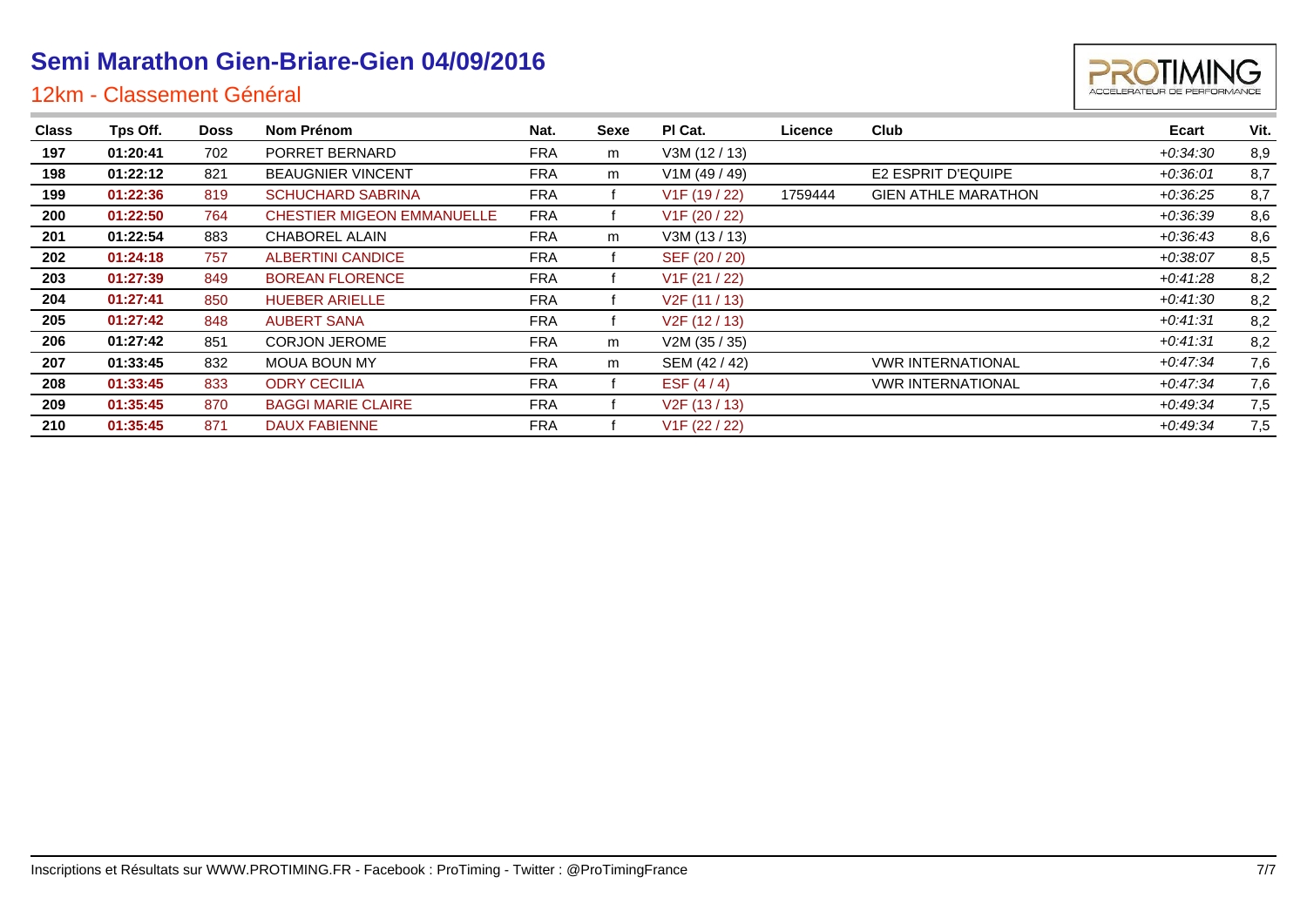# Semi Marathon Gien-Briare-Gien 04/09/2016

## 12km - Classement Général

| Class | Tps Off. | Doss | Nom Prénom | Nat. | Sexe | Pl Cat. | Licence | Club | Ecart | Vit. |
|---|---|---|---|---|---|---|---|---|---|---|
| 197 | 01:20:41 | 702 | PORRET BERNARD | FRA | m | V3M (12 / 13) | | | +0:34:30 | 8,9 |
| 198 | 01:22:12 | 821 | BEAUGNIER VINCENT | FRA | m | V1M (49 / 49) | | E2 ESPRIT D'EQUIPE | +0:36:01 | 8,7 |
| 199 | 01:22:36 | 819 | SCHUCHARD SABRINA | FRA | f | V1F (19 / 22) | 1759444 | GIEN ATHLE MARATHON | +0:36:25 | 8,7 |
| 200 | 01:22:50 | 764 | CHESTIER MIGEON EMMANUELLE | FRA | f | V1F (20 / 22) | | | +0:36:39 | 8,6 |
| 201 | 01:22:54 | 883 | CHABOREL ALAIN | FRA | m | V3M (13 / 13) | | | +0:36:43 | 8,6 |
| 202 | 01:24:18 | 757 | ALBERTINI CANDICE | FRA | f | SEF (20 / 20) | | | +0:38:07 | 8,5 |
| 203 | 01:27:39 | 849 | BOREAN FLORENCE | FRA | f | V1F (21 / 22) | | | +0:41:28 | 8,2 |
| 204 | 01:27:41 | 850 | HUEBER ARIELLE | FRA | f | V2F (11 / 13) | | | +0:41:30 | 8,2 |
| 205 | 01:27:42 | 848 | AUBERT SANA | FRA | f | V2F (12 / 13) | | | +0:41:31 | 8,2 |
| 206 | 01:27:42 | 851 | CORJON JEROME | FRA | m | V2M (35 / 35) | | | +0:41:31 | 8,2 |
| 207 | 01:33:45 | 832 | MOUA BOUN MY | FRA | m | SEM (42 / 42) | | VWR INTERNATIONAL | +0:47:34 | 7,6 |
| 208 | 01:33:45 | 833 | ODRY CECILIA | FRA | f | ESF (4 / 4) | | VWR INTERNATIONAL | +0:47:34 | 7,6 |
| 209 | 01:35:45 | 870 | BAGGI MARIE CLAIRE | FRA | f | V2F (13 / 13) | | | +0:49:34 | 7,5 |
| 210 | 01:35:45 | 871 | DAUX FABIENNE | FRA | f | V1F (22 / 22) | | | +0:49:34 | 7,5 |